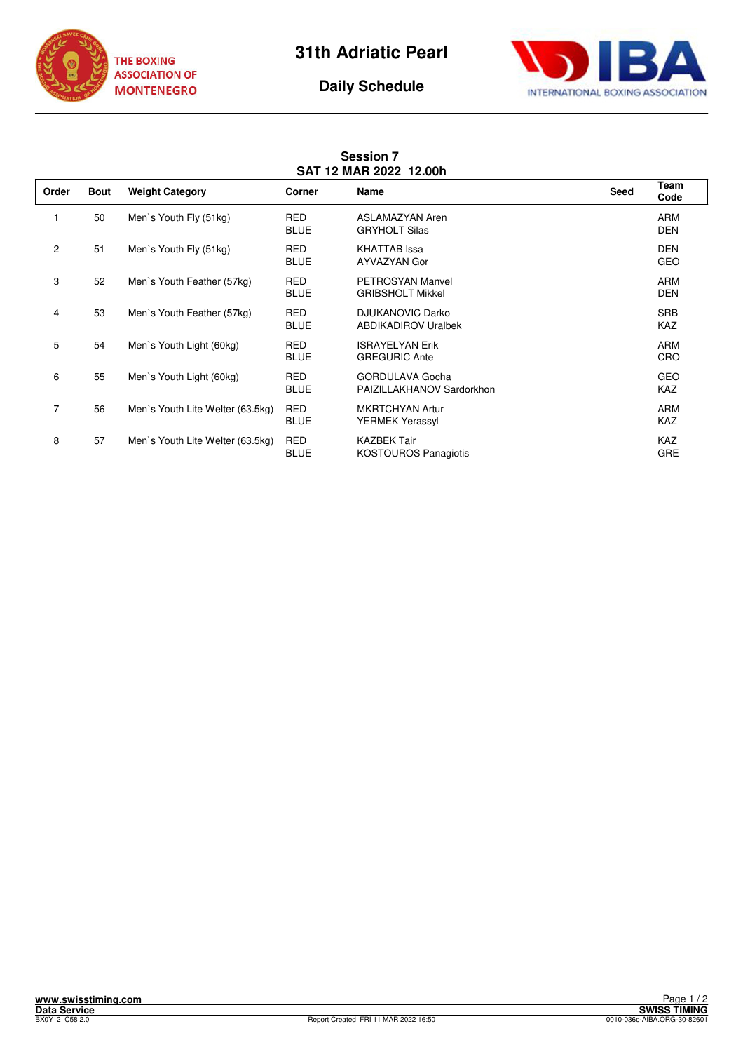# 31th Adriatic Pearl

## Daily Schedule

THE BOXING ASSOCIATION OF MONTENEGRO

INTERNATIONAL BOXING ASSOCIATION

### Session 7
### SAT 12 MAR 2022 12.00h

| Order | Bout | Weight Category | Corner | Name | Seed | Team Code |
|---|---|---|---|---|---|---|
| 1 | 50 | Men`s Youth Fly (51kg) | RED | ASLAMAZYAN Aren | | ARM |
| | | | BLUE | GRYHOLT Silas | | DEN |
| 2 | 51 | Men`s Youth Fly (51kg) | RED | KHATTAB Issa | | DEN |
| | | | BLUE | AYVAZYAN Gor | | GEO |
| 3 | 52 | Men`s Youth Feather (57kg) | RED | PETROSYAN Manvel | | ARM |
| | | | BLUE | GRIBSHOLT Mikkel | | DEN |
| 4 | 53 | Men`s Youth Feather (57kg) | RED | DJUKANOVIC Darko | | SRB |
| | | | BLUE | ABDIKADIROV Uralbek | | KAZ |
| 5 | 54 | Men`s Youth Light (60kg) | RED | ISRAYELYAN Erik | | ARM |
| | | | BLUE | GREGURIC Ante | | CRO |
| 6 | 55 | Men`s Youth Light (60kg) | RED | GORDULAVA Gocha | | GEO |
| | | | BLUE | PAIZILLAKHANOV Sardorkhon | | KAZ |
| 7 | 56 | Men`s Youth Lite Welter (63.5kg) | RED | MKRTCHYAN Artur | | ARM |
| | | | BLUE | YERMEK Yerassyl | | KAZ |
| 8 | 57 | Men`s Youth Lite Welter (63.5kg) | RED | KAZBEK Tair | | KAZ |
| | | | BLUE | KOSTOUROS Panagiotis | | GRE |

www.swisstiming.com
Data Service
BX0Y12_C58 2.0

Report Created FRI 11 MAR 2022 16:50

SWISS TIMING
0010-036c-AIBA.ORG-30-82601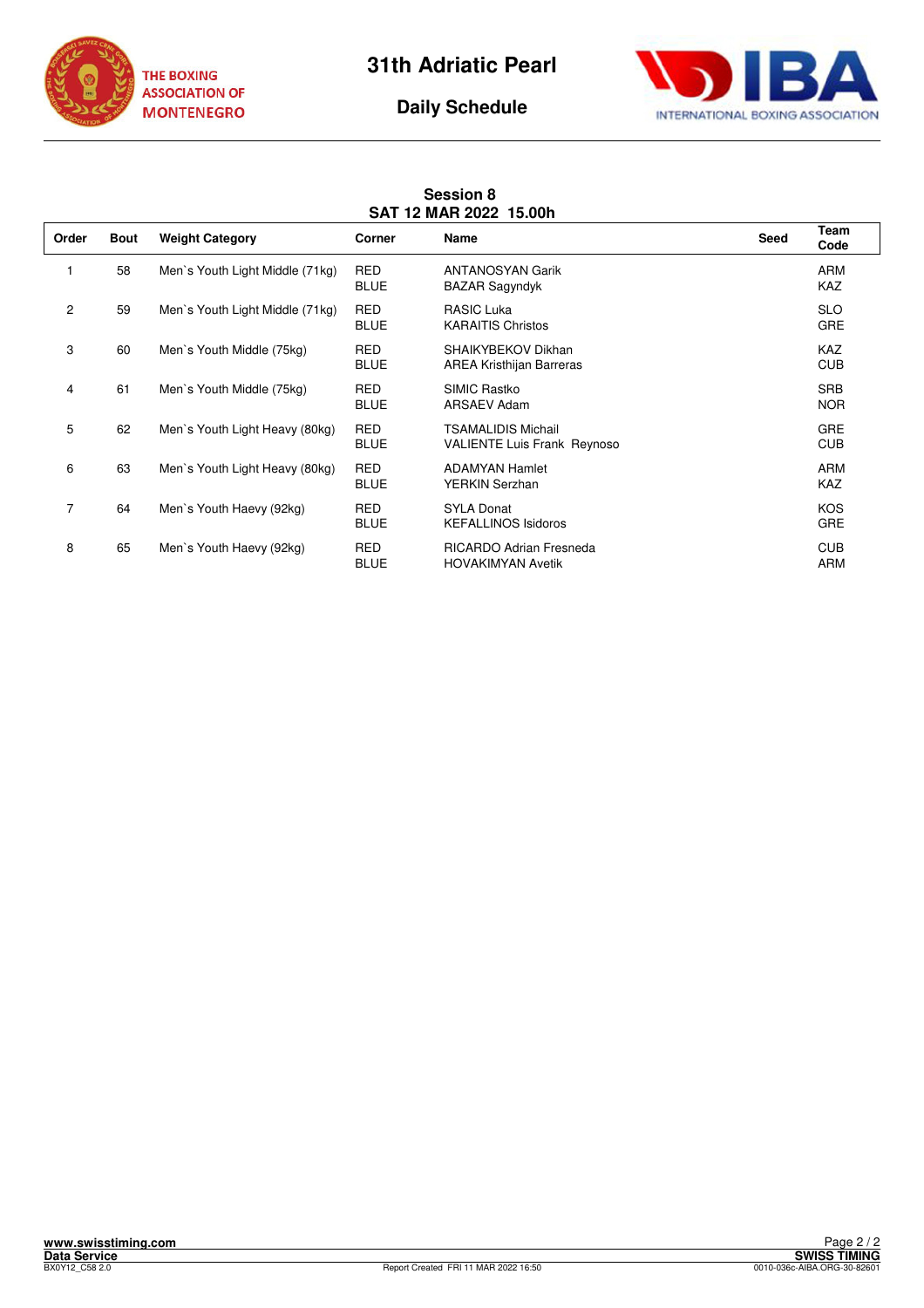# 31th Adriatic Pearl

## Daily Schedule

THE BOXING ASSOCIATION OF MONTENEGRO

INTERNATIONAL BOXING ASSOCIATION

### Session 8
### SAT 12 MAR 2022 15.00h

| Order | Bout | Weight Category | Corner | Name | Seed | Team Code |
|---|---|---|---|---|---|---|
| 1 | 58 | Men`s Youth Light Middle (71kg) | RED | ANTANOSYAN Garik | | ARM |
| | | | BLUE | BAZAR Sagyndyk | | KAZ |
| 2 | 59 | Men`s Youth Light Middle (71kg) | RED | RASIC Luka | | SLO |
| | | | BLUE | KARAITIS Christos | | GRE |
| 3 | 60 | Men`s Youth Middle (75kg) | RED | SHAIKYBEKOV Dikhan | | KAZ |
| | | | BLUE | AREA Kristhijan Barreras | | CUB |
| 4 | 61 | Men`s Youth Middle (75kg) | RED | SIMIC Rastko | | SRB |
| | | | BLUE | ARSAEV Adam | | NOR |
| 5 | 62 | Men`s Youth Light Heavy (80kg) | RED | TSAMALIDIS Michail | | GRE |
| | | | BLUE | VALIENTE Luis Frank Reynoso | | CUB |
| 6 | 63 | Men`s Youth Light Heavy (80kg) | RED | ADAMYAN Hamlet | | ARM |
| | | | BLUE | YERKIN Serzhan | | KAZ |
| 7 | 64 | Men`s Youth Haevy (92kg) | RED | SYLA Donat | | KOS |
| | | | BLUE | KEFALLINOS Isidoros | | GRE |
| 8 | 65 | Men`s Youth Haevy (92kg) | RED | RICARDO Adrian Fresneda | | CUB |
| | | | BLUE | HOVAKIMYAN Avetik | | ARM |

www.swisstiming.com
Data Service
BX0Y12_C58 2.0

Report Created FRI 11 MAR 2022 16:50

SWISS TIMING
0010-036c-AIBA.ORG-30-82601